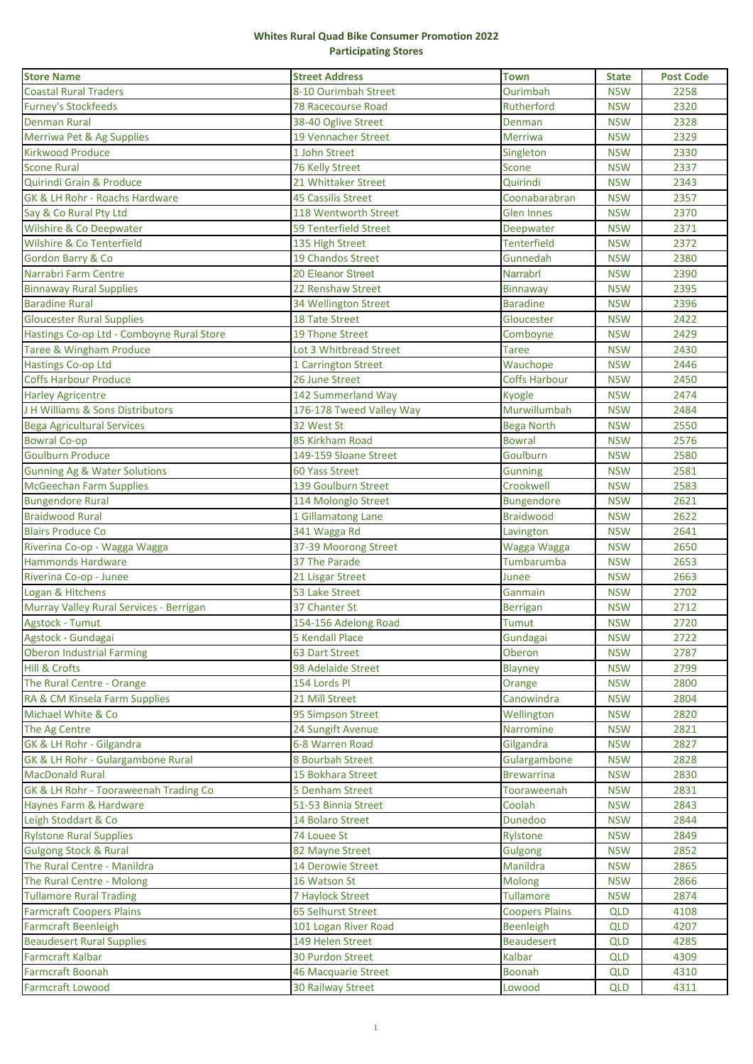**Whites Rural Quad Bike Consumer Promotion 2022**
**Participating Stores**

| Store Name | Street Address | Town | State | Post Code |
|---|---|---|---|---|
| Coastal Rural Traders | 8-10 Ourimbah Street | Ourimbah | NSW | 2258 |
| Furney's Stockfeeds | 78 Racecourse Road | Rutherford | NSW | 2320 |
| Denman Rural | 38-40 Oglive Street | Denman | NSW | 2328 |
| Merriwa Pet & Ag Supplies | 19 Vennacher Street | Merriwa | NSW | 2329 |
| Kirkwood Produce | 1 John Street | Singleton | NSW | 2330 |
| Scone Rural | 76 Kelly Street | Scone | NSW | 2337 |
| Quirindi Grain & Produce | 21 Whittaker Street | Quirindi | NSW | 2343 |
| GK & LH Rohr - Roachs Hardware | 45 Cassilis Street | Coonabarabran | NSW | 2357 |
| Say & Co Rural Pty Ltd | 118 Wentworth Street | Glen Innes | NSW | 2370 |
| Wilshire & Co Deepwater | 59 Tenterfield Street | Deepwater | NSW | 2371 |
| Wilshire & Co Tenterfield | 135 High Street | Tenterfield | NSW | 2372 |
| Gordon Barry & Co | 19 Chandos Street | Gunnedah | NSW | 2380 |
| Narrabri Farm Centre | 20 Eleanor Street | Narrabrl | NSW | 2390 |
| Binnaway Rural Supplies | 22 Renshaw Street | Binnaway | NSW | 2395 |
| Baradine Rural | 34 Wellington Street | Baradine | NSW | 2396 |
| Gloucester Rural Supplies | 18 Tate Street | Gloucester | NSW | 2422 |
| Hastings Co-op Ltd - Comboyne Rural Store | 19 Thone Street | Comboyne | NSW | 2429 |
| Taree & Wingham Produce | Lot 3 Whitbread Street | Taree | NSW | 2430 |
| Hastings Co-op Ltd | 1 Carrington Street | Wauchope | NSW | 2446 |
| Coffs Harbour Produce | 26 June Street | Coffs Harbour | NSW | 2450 |
| Harley Agricentre | 142 Summerland Way | Kyogle | NSW | 2474 |
| J H Williams & Sons Distributors | 176-178 Tweed Valley Way | Murwillumbah | NSW | 2484 |
| Bega Agricultural Services | 32 West St | Bega North | NSW | 2550 |
| Bowral Co-op | 85 Kirkham Road | Bowral | NSW | 2576 |
| Goulburn Produce | 149-159 Sloane Street | Goulburn | NSW | 2580 |
| Gunning Ag & Water Solutions | 60 Yass Street | Gunning | NSW | 2581 |
| McGeechan Farm Supplies | 139 Goulburn Street | Crookwell | NSW | 2583 |
| Bungendore Rural | 114 Molonglo Street | Bungendore | NSW | 2621 |
| Braidwood Rural | 1 Gillamatong Lane | Braidwood | NSW | 2622 |
| Blairs Produce Co | 341 Wagga Rd | Lavington | NSW | 2641 |
| Riverina Co-op - Wagga Wagga | 37-39 Moorong Street | Wagga Wagga | NSW | 2650 |
| Hammonds Hardware | 37 The Parade | Tumbarumba | NSW | 2653 |
| Riverina Co-op - Junee | 21 Lisgar Street | Junee | NSW | 2663 |
| Logan & Hitchens | 53 Lake Street | Ganmain | NSW | 2702 |
| Murray Valley Rural Services - Berrigan | 37 Chanter St | Berrigan | NSW | 2712 |
| Agstock - Tumut | 154-156 Adelong Road | Tumut | NSW | 2720 |
| Agstock - Gundagai | 5 Kendall Place | Gundagai | NSW | 2722 |
| Oberon Industrial Farming | 63 Dart Street | Oberon | NSW | 2787 |
| Hill & Crofts | 98 Adelaide Street | Blayney | NSW | 2799 |
| The Rural Centre - Orange | 154 Lords Pl | Orange | NSW | 2800 |
| RA & CM Kinsela Farm Supplies | 21 Mill Street | Canowindra | NSW | 2804 |
| Michael White & Co | 95 Simpson Street | Wellington | NSW | 2820 |
| The Ag Centre | 24 Sungift Avenue | Narromine | NSW | 2821 |
| GK & LH Rohr - Gilgandra | 6-8 Warren Road | Gilgandra | NSW | 2827 |
| GK & LH Rohr - Gulargambone Rural | 8 Bourbah Street | Gulargambone | NSW | 2828 |
| MacDonald Rural | 15 Bokhara Street | Brewarrina | NSW | 2830 |
| GK & LH Rohr - Tooraweenah Trading Co | 5 Denham Street | Tooraweenah | NSW | 2831 |
| Haynes Farm & Hardware | 51-53 Binnia Street | Coolah | NSW | 2843 |
| Leigh Stoddart & Co | 14 Bolaro Street | Dunedoo | NSW | 2844 |
| Rylstone Rural Supplies | 74 Louee St | Rylstone | NSW | 2849 |
| Gulgong Stock & Rural | 82 Mayne Street | Gulgong | NSW | 2852 |
| The Rural Centre - Manildra | 14 Derowie Street | Manildra | NSW | 2865 |
| The Rural Centre - Molong | 16 Watson St | Molong | NSW | 2866 |
| Tullamore Rural Trading | 7 Haylock Street | Tullamore | NSW | 2874 |
| Farmcraft Coopers Plains | 65 Selhurst Street | Coopers Plains | QLD | 4108 |
| Farmcraft Beenleigh | 101 Logan River Road | Beenleigh | QLD | 4207 |
| Beaudesert Rural Supplies | 149 Helen Street | Beaudesert | QLD | 4285 |
| Farmcraft Kalbar | 30 Purdon Street | Kalbar | QLD | 4309 |
| Farmcraft Boonah | 46 Macquarie Street | Boonah | QLD | 4310 |
| Farmcraft Lowood | 30 Railway Street | Lowood | QLD | 4311 |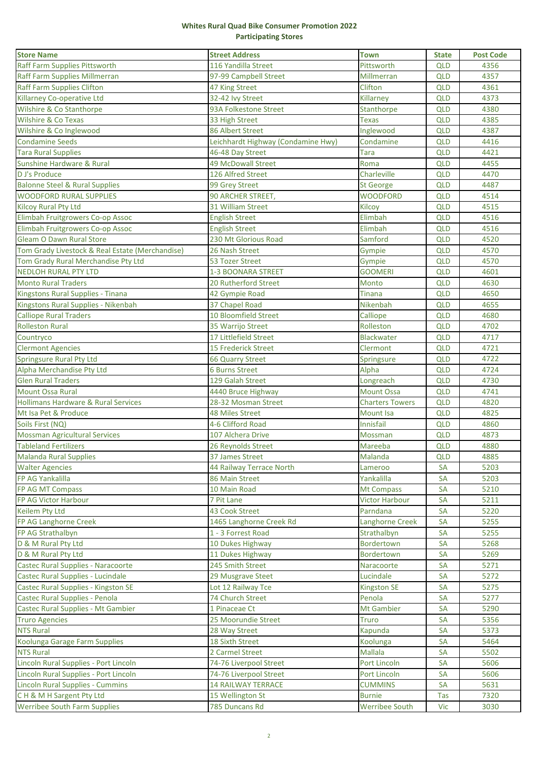**Whites Rural Quad Bike Consumer Promotion 2022**
**Participating Stores**

| Store Name | Street Address | Town | State | Post Code |
|---|---|---|---|---|
| Raff Farm Supplies Pittsworth | 116 Yandilla Street | Pittsworth | QLD | 4356 |
| Raff Farm Supplies Millmerran | 97-99 Campbell Street | Millmerran | QLD | 4357 |
| Raff Farm Supplies Clifton | 47 King Street | Clifton | QLD | 4361 |
| Killarney Co-operative Ltd | 32-42 Ivy Street | Killarney | QLD | 4373 |
| Wilshire & Co Stanthorpe | 93A Folkestone Street | Stanthorpe | QLD | 4380 |
| Wilshire & Co Texas | 33 High Street | Texas | QLD | 4385 |
| Wilshire & Co Inglewood | 86 Albert Street | Inglewood | QLD | 4387 |
| Condamine Seeds | Leichhardt Highway (Condamine Hwy) | Condamine | QLD | 4416 |
| Tara Rural Supplies | 46-48 Day Street | Tara | QLD | 4421 |
| Sunshine Hardware & Rural | 49 McDowall Street | Roma | QLD | 4455 |
| D J's Produce | 126 Alfred Street | Charleville | QLD | 4470 |
| Balonne Steel & Rural Supplies | 99 Grey Street | St George | QLD | 4487 |
| WOODFORD RURAL SUPPLIES | 90 ARCHER STREET, | WOODFORD | QLD | 4514 |
| Kilcoy Rural Pty Ltd | 31 William Street | Kilcoy | QLD | 4515 |
| Elimbah Fruitgrowers Co-op Assoc | English Street | Elimbah | QLD | 4516 |
| Elimbah Fruitgrowers Co-op Assoc | English Street | Elimbah | QLD | 4516 |
| Gleam O Dawn Rural Store | 230 Mt Glorious Road | Samford | QLD | 4520 |
| Tom Grady Livestock & Real Estate (Merchandise) | 26 Nash Street | Gympie | QLD | 4570 |
| Tom Grady Rural Merchandise Pty Ltd | 53 Tozer Street | Gympie | QLD | 4570 |
| NEDLOH RURAL PTY LTD | 1-3 BOONARA STREET | GOOMERI | QLD | 4601 |
| Monto Rural Traders | 20 Rutherford Street | Monto | QLD | 4630 |
| Kingstons Rural Supplies - Tinana | 42 Gympie Road | Tinana | QLD | 4650 |
| Kingstons Rural Supplies - Nikenbah | 37 Chapel Road | Nikenbah | QLD | 4655 |
| Calliope Rural Traders | 10 Bloomfield Street | Calliope | QLD | 4680 |
| Rolleston Rural | 35 Warrijo Street | Rolleston | QLD | 4702 |
| Countryco | 17 Littlefield Street | Blackwater | QLD | 4717 |
| Clermont Agencies | 15 Frederick Street | Clermont | QLD | 4721 |
| Springsure Rural Pty Ltd | 66 Quarry Street | Springsure | QLD | 4722 |
| Alpha Merchandise Pty Ltd | 6 Burns Street | Alpha | QLD | 4724 |
| Glen Rural Traders | 129 Galah Street | Longreach | QLD | 4730 |
| Mount Ossa Rural | 4440 Bruce Highway | Mount Ossa | QLD | 4741 |
| Hollimans Hardware & Rural Services | 28-32 Mosman Street | Charters Towers | QLD | 4820 |
| Mt Isa Pet & Produce | 48 Miles Street | Mount Isa | QLD | 4825 |
| Soils First (NQ) | 4-6 Clifford Road | Innisfail | QLD | 4860 |
| Mossman Agricultural Services | 107 Alchera Drive | Mossman | QLD | 4873 |
| Tableland Fertilizers | 26 Reynolds Street | Mareeba | QLD | 4880 |
| Malanda Rural Supplies | 37 James Street | Malanda | QLD | 4885 |
| Walter Agencies | 44 Railway Terrace North | Lameroo | SA | 5203 |
| FP AG Yankalilla | 86 Main Street | Yankalilla | SA | 5203 |
| FP AG MT Compass | 10 Main Road | Mt Compass | SA | 5210 |
| FP AG Victor Harbour | 7 Pit Lane | Victor Harbour | SA | 5211 |
| Keilem Pty Ltd | 43 Cook Street | Parndana | SA | 5220 |
| FP AG Langhorne Creek | 1465 Langhorne Creek Rd | Langhorne Creek | SA | 5255 |
| FP AG Strathalbyn | 1 - 3 Forrest Road | Strathalbyn | SA | 5255 |
| D & M Rural Pty Ltd | 10 Dukes Highway | Bordertown | SA | 5268 |
| D & M Rural Pty Ltd | 11 Dukes Highway | Bordertown | SA | 5269 |
| Castec Rural Supplies - Naracoorte | 245 Smith Street | Naracoorte | SA | 5271 |
| Castec Rural Supplies - Lucindale | 29 Musgrave Steet | Lucindale | SA | 5272 |
| Castec Rural Supplies - Kingston SE | Lot 12 Railway Tce | Kingston SE | SA | 5275 |
| Castec Rural Supplies - Penola | 74 Church Street | Penola | SA | 5277 |
| Castec Rural Supplies - Mt Gambier | 1 Pinaceae Ct | Mt Gambier | SA | 5290 |
| Truro Agencies | 25 Moorundie Street | Truro | SA | 5356 |
| NTS Rural | 28 Way Street | Kapunda | SA | 5373 |
| Koolunga Garage Farm Supplies | 18 Sixth Street | Koolunga | SA | 5464 |
| NTS Rural | 2 Carmel Street | Mallala | SA | 5502 |
| Lincoln Rural Supplies - Port Lincoln | 74-76 Liverpool Street | Port Lincoln | SA | 5606 |
| Lincoln Rural Supplies - Port Lincoln | 74-76 Liverpool Street | Port Lincoln | SA | 5606 |
| Lincoln Rural Supplies - Cummins | 14 RAILWAY TERRACE | CUMMINS | SA | 5631 |
| C H & M H Sargent Pty Ltd | 15 Wellington St | Burnie | Tas | 7320 |
| Werribee South Farm Supplies | 785 Duncans Rd | Werribee South | Vic | 3030 |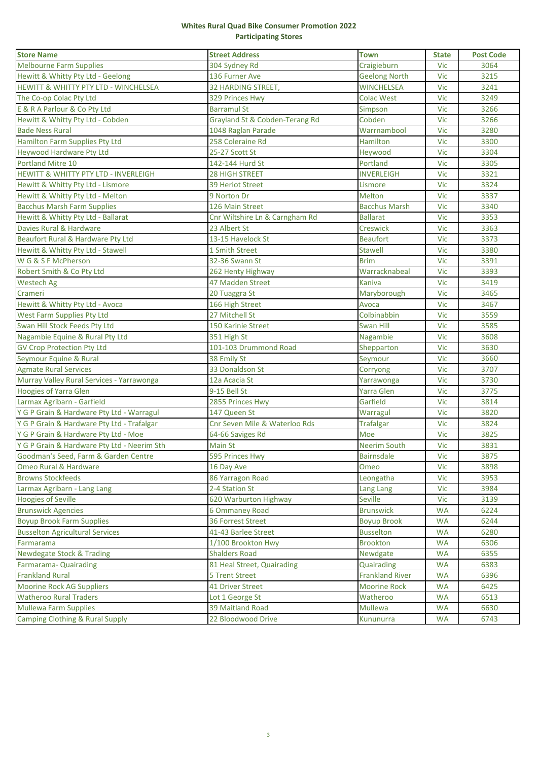**Whites Rural Quad Bike Consumer Promotion 2022**
**Participating Stores**

| Store Name | Street Address | Town | State | Post Code |
|---|---|---|---|---|
| Melbourne Farm Supplies | 304 Sydney Rd | Craigieburn | Vic | 3064 |
| Hewitt & Whitty Pty Ltd - Geelong | 136 Furner Ave | Geelong North | Vic | 3215 |
| HEWITT & WHITTY PTY LTD - WINCHELSEA | 32 HARDING STREET, | WINCHELSEA | Vic | 3241 |
| The Co-op Colac Pty Ltd | 329 Princes Hwy | Colac West | Vic | 3249 |
| E & R A Parlour & Co Pty Ltd | Barramul St | Simpson | Vic | 3266 |
| Hewitt & Whitty Pty Ltd - Cobden | Grayland St & Cobden-Terang Rd | Cobden | Vic | 3266 |
| Bade Ness Rural | 1048 Raglan Parade | Warrnambool | Vic | 3280 |
| Hamilton Farm Supplies Pty Ltd | 258 Coleraine Rd | Hamilton | Vic | 3300 |
| Heywood Hardware Pty Ltd | 25-27 Scott St | Heywood | Vic | 3304 |
| Portland Mitre 10 | 142-144 Hurd St | Portland | Vic | 3305 |
| HEWITT & WHITTY PTY LTD - INVERLEIGH | 28 HIGH STREET | INVERLEIGH | Vic | 3321 |
| Hewitt & Whitty Pty Ltd - Lismore | 39 Heriot Street | Lismore | Vic | 3324 |
| Hewitt & Whitty Pty Ltd - Melton | 9 Norton Dr | Melton | Vic | 3337 |
| Bacchus Marsh Farm Supplies | 126 Main Street | Bacchus Marsh | Vic | 3340 |
| Hewitt & Whitty Pty Ltd - Ballarat | Cnr Wiltshire Ln & Carngham Rd | Ballarat | Vic | 3353 |
| Davies Rural & Hardware | 23 Albert St | Creswick | Vic | 3363 |
| Beaufort Rural & Hardware Pty Ltd | 13-15 Havelock St | Beaufort | Vic | 3373 |
| Hewitt & Whitty Pty Ltd - Stawell | 1 Smith Street | Stawell | Vic | 3380 |
| W G & S F McPherson | 32-36 Swann St | Brim | Vic | 3391 |
| Robert Smith & Co Pty Ltd | 262 Henty Highway | Warracknabeal | Vic | 3393 |
| Westech Ag | 47 Madden Street | Kaniva | Vic | 3419 |
| Crameri | 20 Tuaggra St | Maryborough | Vic | 3465 |
| Hewitt & Whitty Pty Ltd - Avoca | 166 High Street | Avoca | Vic | 3467 |
| West Farm Supplies Pty Ltd | 27 Mitchell St | Colbinabbin | Vic | 3559 |
| Swan Hill Stock Feeds Pty Ltd | 150 Karinie Street | Swan Hill | Vic | 3585 |
| Nagambie Equine & Rural Pty Ltd | 351 High St | Nagambie | Vic | 3608 |
| GV Crop Protection Pty Ltd | 101-103 Drummond Road | Shepparton | Vic | 3630 |
| Seymour Equine & Rural | 38 Emily St | Seymour | Vic | 3660 |
| Agmate Rural Services | 33 Donaldson St | Corryong | Vic | 3707 |
| Murray Valley Rural Services - Yarrawonga | 12a Acacia St | Yarrawonga | Vic | 3730 |
| Hoogies of Yarra Glen | 9-15 Bell St | Yarra Glen | Vic | 3775 |
| Larmax Agribarn - Garfield | 2855 Princes Hwy | Garfield | Vic | 3814 |
| Y G P Grain & Hardware Pty Ltd - Warragul | 147 Queen St | Warragul | Vic | 3820 |
| Y G P Grain & Hardware Pty Ltd - Trafalgar | Cnr Seven Mile & Waterloo Rds | Trafalgar | Vic | 3824 |
| Y G P Grain & Hardware Pty Ltd - Moe | 64-66 Saviges Rd | Moe | Vic | 3825 |
| Y G P Grain & Hardware Pty Ltd - Neerim Sth | Main St | Neerim South | Vic | 3831 |
| Goodman's Seed, Farm & Garden Centre | 595 Princes Hwy | Bairnsdale | Vic | 3875 |
| Omeo Rural & Hardware | 16 Day Ave | Omeo | Vic | 3898 |
| Browns Stockfeeds | 86 Yarragon Road | Leongatha | Vic | 3953 |
| Larmax Agribarn - Lang Lang | 2-4 Station St | Lang Lang | Vic | 3984 |
| Hoogies of Seville | 620 Warburton Highway | Seville | Vic | 3139 |
| Brunswick Agencies | 6 Ommaney Road | Brunswick | WA | 6224 |
| Boyup Brook Farm Supplies | 36 Forrest Street | Boyup Brook | WA | 6244 |
| Busselton Agricultural Services | 41-43 Barlee Street | Busselton | WA | 6280 |
| Farmarama | 1/100 Brookton Hwy | Brookton | WA | 6306 |
| Newdegate Stock & Trading | Shalders Road | Newdgate | WA | 6355 |
| Farmarama- Quairading | 81 Heal Street, Quairading | Quairading | WA | 6383 |
| Frankland Rural | 5 Trent Street | Frankland River | WA | 6396 |
| Moorine Rock AG Suppliers | 41 Driver Street | Moorine Rock | WA | 6425 |
| Watheroo Rural Traders | Lot 1 George St | Watheroo | WA | 6513 |
| Mullewa Farm Supplies | 39 Maitland Road | Mullewa | WA | 6630 |
| Camping Clothing & Rural Supply | 22 Bloodwood Drive | Kununurra | WA | 6743 |